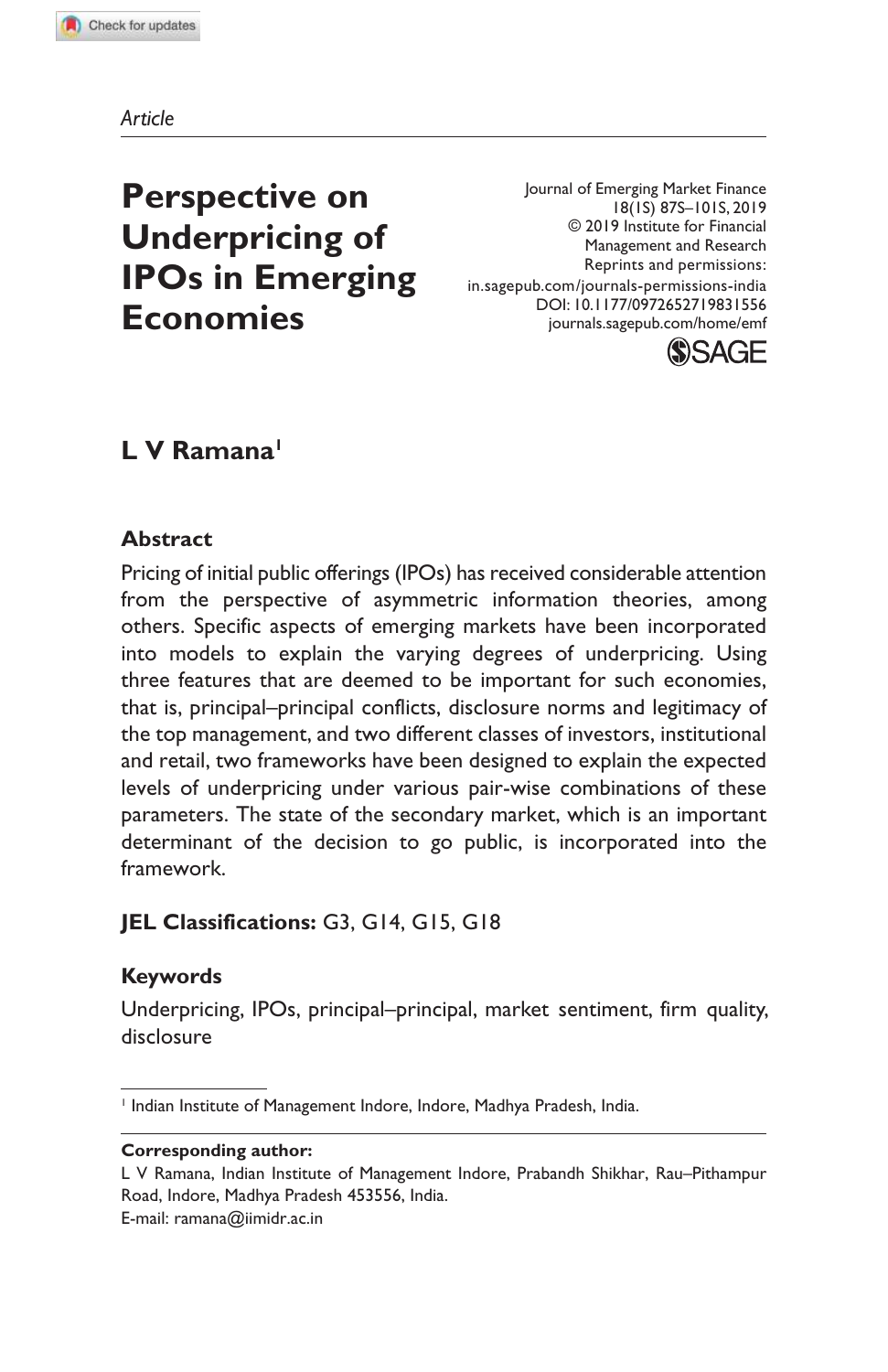*Article*

# Perspective on Underpricing of IPOs in Emerging Economies

Journal of Emerging Market Finance
18(1S) 87S–101S, 2019
© 2019 Institute for Financial Management and Research
Reprints and permissions:
in.sagepub.com/journals-permissions-india
DOI: 10.1177/0972652719831556
journals.sagepub.com/home/emf

**L V Ramana**[1]

## Abstract

Pricing of initial public offerings (IPOs) has received considerable attention from the perspective of asymmetric information theories, among others. Specific aspects of emerging markets have been incorporated into models to explain the varying degrees of underpricing. Using three features that are deemed to be important for such economies, that is, principal–principal conflicts, disclosure norms and legitimacy of the top management, and two different classes of investors, institutional and retail, two frameworks have been designed to explain the expected levels of underpricing under various pair-wise combinations of these parameters. The state of the secondary market, which is an important determinant of the decision to go public, is incorporated into the framework.

**JEL Classifications:** G3, G14, G15, G18

## Keywords

Underpricing, IPOs, principal–principal, market sentiment, firm quality, disclosure

[1] Indian Institute of Management Indore, Indore, Madhya Pradesh, India.

**Corresponding author:**
L V Ramana, Indian Institute of Management Indore, Prabandh Shikhar, Rau–Pithampur Road, Indore, Madhya Pradesh 453556, India.
E-mail: ramana@iimidr.ac.in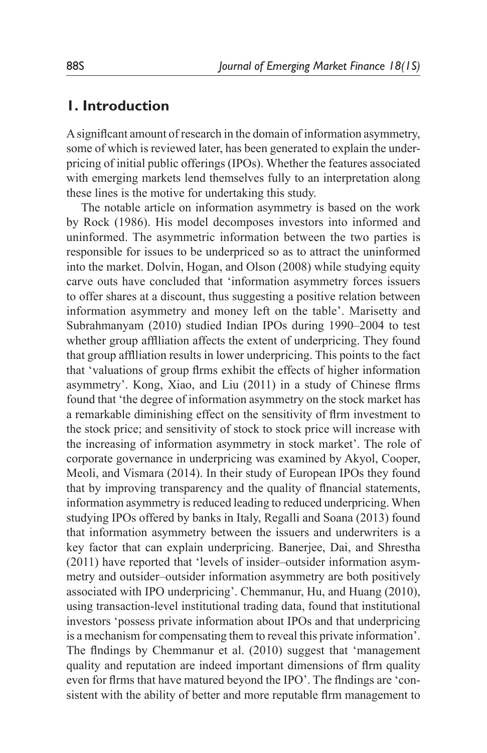## 1. Introduction

A significant amount of research in the domain of information asymmetry, some of which is reviewed later, has been generated to explain the underpricing of initial public offerings (IPOs). Whether the features associated with emerging markets lend themselves fully to an interpretation along these lines is the motive for undertaking this study.

The notable article on information asymmetry is based on the work by Rock (1986). His model decomposes investors into informed and uninformed. The asymmetric information between the two parties is responsible for issues to be underpriced so as to attract the uninformed into the market. Dolvin, Hogan, and Olson (2008) while studying equity carve outs have concluded that 'information asymmetry forces issuers to offer shares at a discount, thus suggesting a positive relation between information asymmetry and money left on the table'. Marisetty and Subrahmanyam (2010) studied Indian IPOs during 1990–2004 to test whether group affiliation affects the extent of underpricing. They found that group affiliation results in lower underpricing. This points to the fact that 'valuations of group firms exhibit the effects of higher information asymmetry'. Kong, Xiao, and Liu (2011) in a study of Chinese firms found that 'the degree of information asymmetry on the stock market has a remarkable diminishing effect on the sensitivity of firm investment to the stock price; and sensitivity of stock to stock price will increase with the increasing of information asymmetry in stock market'. The role of corporate governance in underpricing was examined by Akyol, Cooper, Meoli, and Vismara (2014). In their study of European IPOs they found that by improving transparency and the quality of financial statements, information asymmetry is reduced leading to reduced underpricing. When studying IPOs offered by banks in Italy, Regalli and Soana (2013) found that information asymmetry between the issuers and underwriters is a key factor that can explain underpricing. Banerjee, Dai, and Shrestha (2011) have reported that 'levels of insider–outsider information asymmetry and outsider–outsider information asymmetry are both positively associated with IPO underpricing'. Chemmanur, Hu, and Huang (2010), using transaction-level institutional trading data, found that institutional investors 'possess private information about IPOs and that underpricing is a mechanism for compensating them to reveal this private information'. The findings by Chemmanur et al. (2010) suggest that 'management quality and reputation are indeed important dimensions of firm quality even for firms that have matured beyond the IPO'. The findings are 'consistent with the ability of better and more reputable firm management to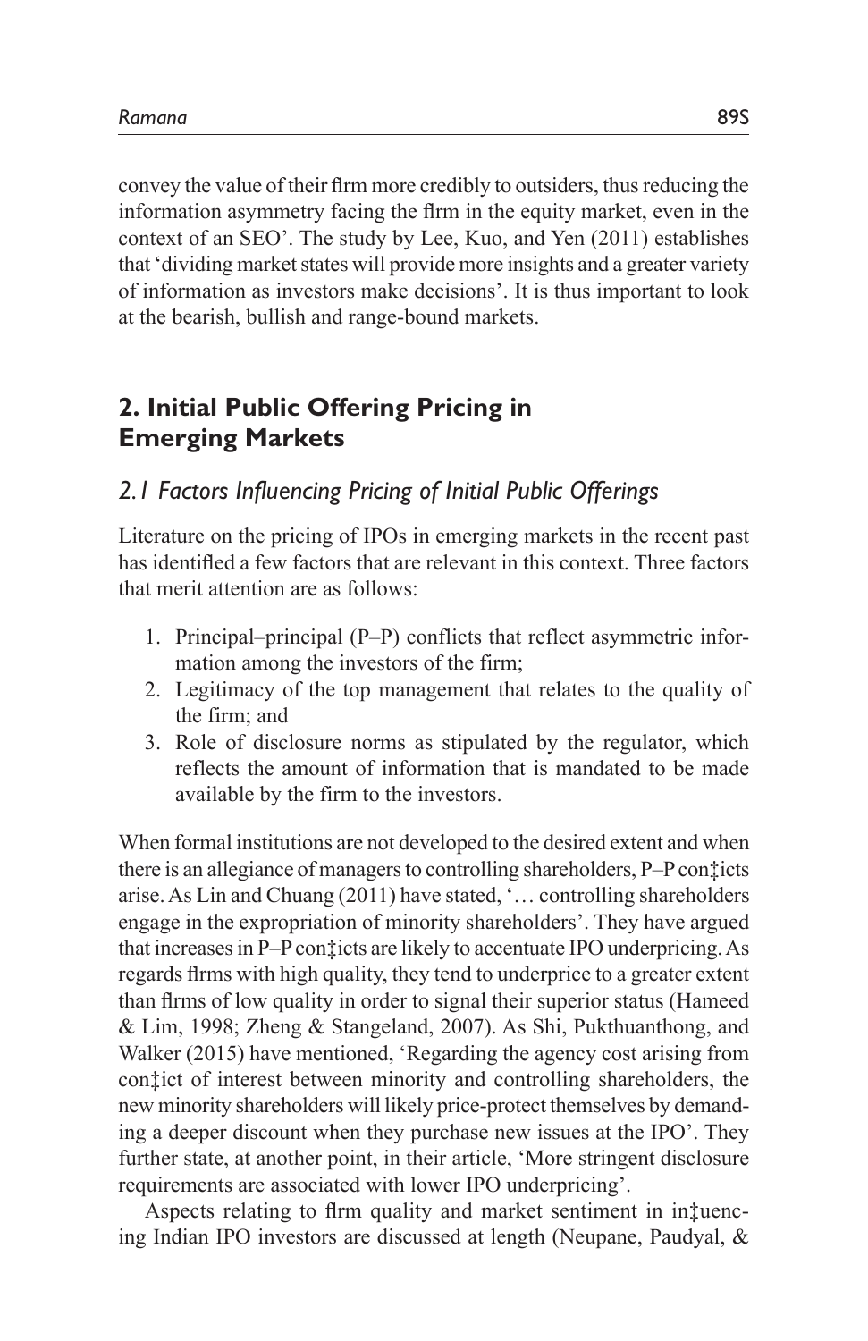convey the value of their firm more credibly to outsiders, thus reducing the information asymmetry facing the firm in the equity market, even in the context of an SEO'. The study by Lee, Kuo, and Yen (2011) establishes that 'dividing market states will provide more insights and a greater variety of information as investors make decisions'. It is thus important to look at the bearish, bullish and range-bound markets.

## 2. Initial Public Offering Pricing in Emerging Markets

### *2.1 Factors Influencing Pricing of Initial Public Offerings*

Literature on the pricing of IPOs in emerging markets in the recent past has identified a few factors that are relevant in this context. Three factors that merit attention are as follows:

1. Principal–principal (P–P) conflicts that reflect asymmetric information among the investors of the firm;
2. Legitimacy of the top management that relates to the quality of the firm; and
3. Role of disclosure norms as stipulated by the regulator, which reflects the amount of information that is mandated to be made available by the firm to the investors.

When formal institutions are not developed to the desired extent and when there is an allegiance of managers to controlling shareholders, P–P con‡icts arise. As Lin and Chuang (2011) have stated, '… controlling shareholders engage in the expropriation of minority shareholders'. They have argued that increases in P–P con‡icts are likely to accentuate IPO underpricing. As regards firms with high quality, they tend to underprice to a greater extent than firms of low quality in order to signal their superior status (Hameed & Lim, 1998; Zheng & Stangeland, 2007). As Shi, Pukthuanthong, and Walker (2015) have mentioned, 'Regarding the agency cost arising from con‡ict of interest between minority and controlling shareholders, the new minority shareholders will likely price-protect themselves by demanding a deeper discount when they purchase new issues at the IPO'. They further state, at another point, in their article, 'More stringent disclosure requirements are associated with lower IPO underpricing'.

Aspects relating to firm quality and market sentiment in in‡uencing Indian IPO investors are discussed at length (Neupane, Paudyal, &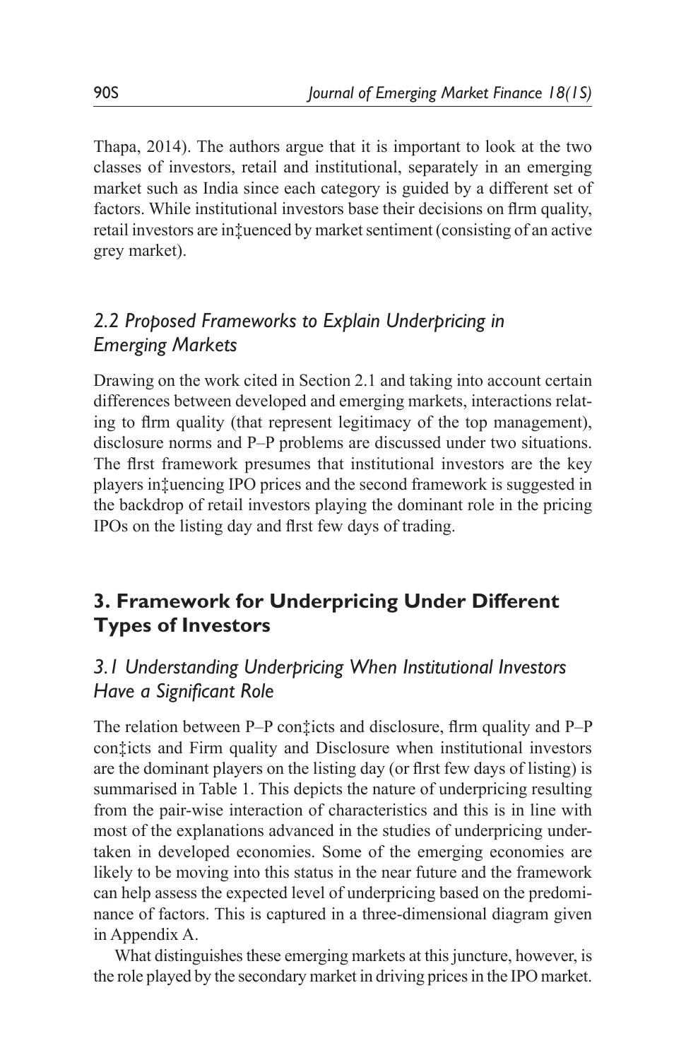Thapa, 2014). The authors argue that it is important to look at the two classes of investors, retail and institutional, separately in an emerging market such as India since each category is guided by a different set of factors. While institutional investors base their decisions on firm quality, retail investors are influenced by market sentiment (consisting of an active grey market).

### *2.2 Proposed Frameworks to Explain Underpricing in Emerging Markets*

Drawing on the work cited in Section 2.1 and taking into account certain differences between developed and emerging markets, interactions relating to firm quality (that represent legitimacy of the top management), disclosure norms and P–P problems are discussed under two situations. The first framework presumes that institutional investors are the key players influencing IPO prices and the second framework is suggested in the backdrop of retail investors playing the dominant role in the pricing IPOs on the listing day and first few days of trading.

## 3. Framework for Underpricing Under Different Types of Investors

### *3.1 Understanding Underpricing When Institutional Investors Have a Significant Role*

The relation between P–P conflicts and disclosure, firm quality and P–P conflicts and Firm quality and Disclosure when institutional investors are the dominant players on the listing day (or first few days of listing) is summarised in Table 1. This depicts the nature of underpricing resulting from the pair-wise interaction of characteristics and this is in line with most of the explanations advanced in the studies of underpricing undertaken in developed economies. Some of the emerging economies are likely to be moving into this status in the near future and the framework can help assess the expected level of underpricing based on the predominance of factors. This is captured in a three-dimensional diagram given in Appendix A.

What distinguishes these emerging markets at this juncture, however, is the role played by the secondary market in driving prices in the IPO market.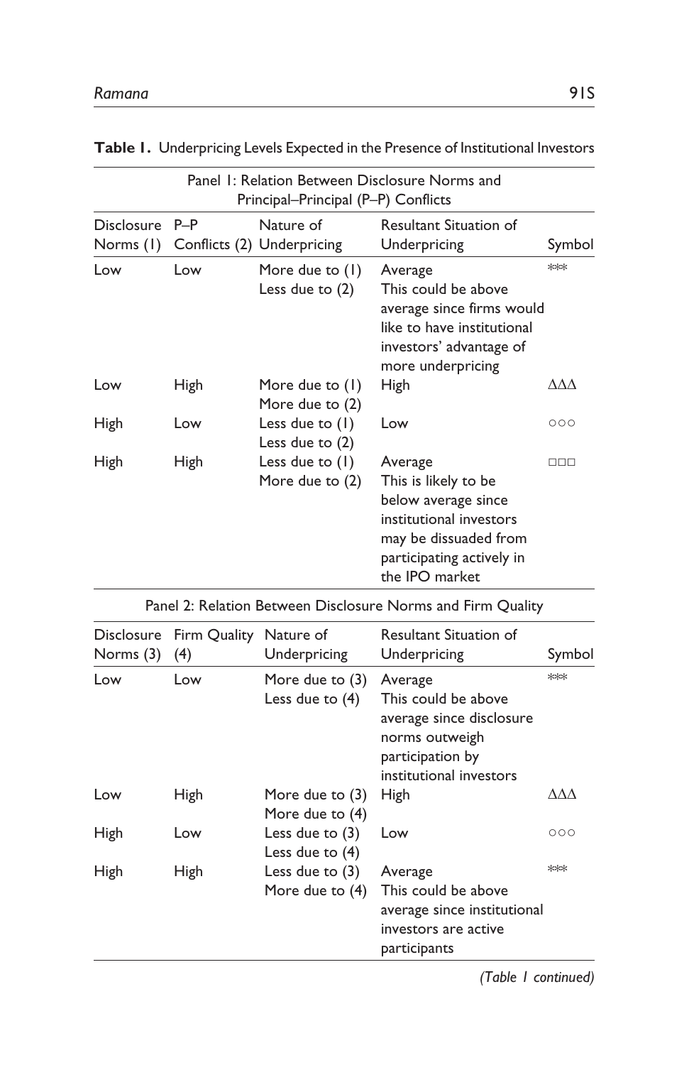**Table 1.** Underpricing Levels Expected in the Presence of Institutional Investors

Panel 1: Relation Between Disclosure Norms and Principal–Principal (P–P) Conflicts

| Disclosure Norms (1) | P–P Conflicts (2) | Nature of Underpricing | Resultant Situation of Underpricing | Symbol |
|---|---|---|---|---|
| Low | Low | More due to (1) Less due to (2) | Average This could be above average since firms would like to have institutional investors' advantage of more underpricing | *** |
| Low | High | More due to (1) More due to (2) | High | ΔΔΔ |
| High | Low | Less due to (1) Less due to (2) | Low | ○○○ |
| High | High | Less due to (1) More due to (2) | Average This is likely to be below average since institutional investors may be dissuaded from participating actively in the IPO market | □□□ |

Panel 2: Relation Between Disclosure Norms and Firm Quality

| Disclosure Norms (3) | Firm Quality (4) | Nature of Underpricing | Resultant Situation of Underpricing | Symbol |
|---|---|---|---|---|
| Low | Low | More due to (3) Less due to (4) | Average This could be above average since disclosure norms outweigh participation by institutional investors | *** |
| Low | High | More due to (3) More due to (4) | High | ΔΔΔ |
| High | Low | Less due to (3) Less due to (4) | Low | ○○○ |
| High | High | Less due to (3) More due to (4) | Average This could be above average since institutional investors are active participants | *** |

*(Table 1 continued)*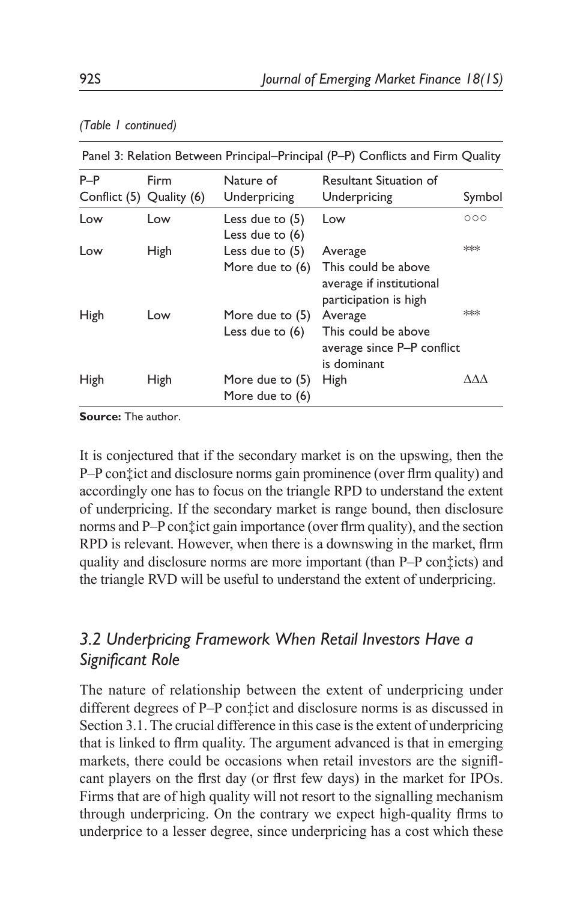*(Table 1 continued)*

Panel 3: Relation Between Principal–Principal (P–P) Conflicts and Firm Quality

| P–P Conflict (5) | Firm Quality (6) | Nature of Underpricing | Resultant Situation of Underpricing | Symbol |
|---|---|---|---|---|
| Low | Low | Less due to (5)<br>Less due to (6) | Low | ○○○ |
| Low | High | Less due to (5)<br>More due to (6) | Average<br>This could be above average if institutional participation is high | *** |
| High | Low | More due to (5)<br>Less due to (6) | Average<br>This could be above average since P–P conflict is dominant | *** |
| High | High | More due to (5)<br>More due to (6) | High | ΔΔΔ |

**Source:** The author.

It is conjectured that if the secondary market is on the upswing, then the P–P conflict and disclosure norms gain prominence (over firm quality) and accordingly one has to focus on the triangle RPD to understand the extent of underpricing. If the secondary market is range bound, then disclosure norms and P–P conflict gain importance (over firm quality), and the section RPD is relevant. However, when there is a downswing in the market, firm quality and disclosure norms are more important (than P–P conflicts) and the triangle RVD will be useful to understand the extent of underpricing.

## *3.2 Underpricing Framework When Retail Investors Have a Significant Role*

The nature of relationship between the extent of underpricing under different degrees of P–P conflict and disclosure norms is as discussed in Section 3.1. The crucial difference in this case is the extent of underpricing that is linked to firm quality. The argument advanced is that in emerging markets, there could be occasions when retail investors are the significant players on the first day (or first few days) in the market for IPOs. Firms that are of high quality will not resort to the signalling mechanism through underpricing. On the contrary we expect high-quality firms to underprice to a lesser degree, since underpricing has a cost which these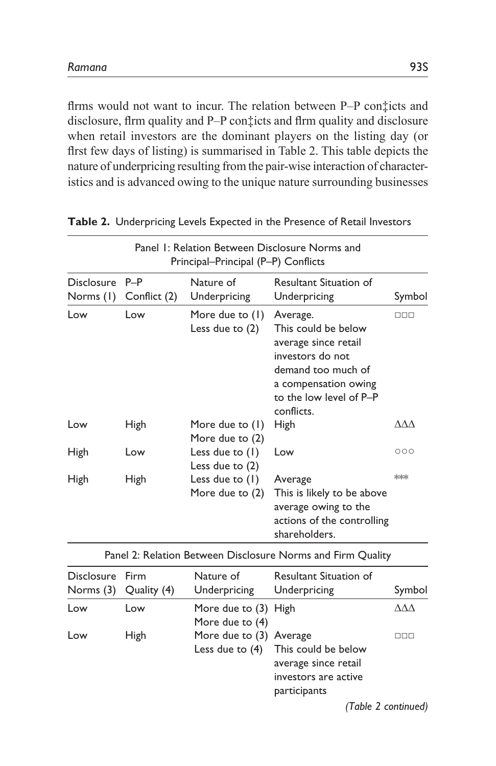firms would not want to incur. The relation between P–P conflicts and disclosure, firm quality and P–P conflicts and firm quality and disclosure when retail investors are the dominant players on the listing day (or first few days of listing) is summarised in Table 2. This table depicts the nature of underpricing resulting from the pair-wise interaction of characteristics and is advanced owing to the unique nature surrounding businesses

**Table 2.** Underpricing Levels Expected in the Presence of Retail Investors

| Panel 1: Relation Between Disclosure Norms and Principal–Principal (P–P) Conflicts | | | | |
|---|---|---|---|---|
| Disclosure Norms (1) | P–P Conflict (2) | Nature of Underpricing | Resultant Situation of Underpricing | Symbol |
| Low | Low | More due to (1) Less due to (2) | Average. This could be below average since retail investors do not demand too much of a compensation owing to the low level of P–P conflicts. | □□□ |
| Low | High | More due to (1) More due to (2) | High | ΔΔΔ |
| High | Low | Less due to (1) Less due to (2) | Low | ○○○ |
| High | High | Less due to (1) More due to (2) | Average This is likely to be above average owing to the actions of the controlling shareholders. | *** |
| **Panel 2: Relation Between Disclosure Norms and Firm Quality** | | | | |
| Disclosure Norms (3) | Firm Quality (4) | Nature of Underpricing | Resultant Situation of Underpricing | Symbol |
| Low | Low | More due to (3) More due to (4) | High | ΔΔΔ |
| Low | High | More due to (3) Less due to (4) | Average This could be below average since retail investors are active participants | □□□ |

*(Table 2 continued)*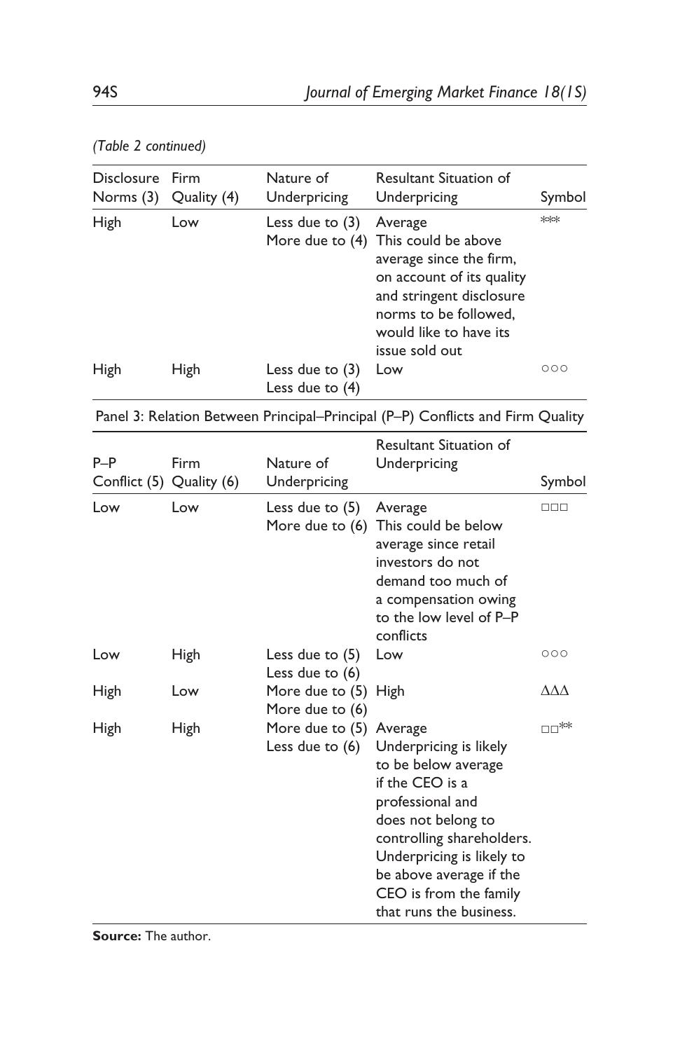*(Table 2 continued)*

| Disclosure Norms (3) | Firm Quality (4) | Nature of Underpricing | Resultant Situation of Underpricing | Symbol |
|---|---|---|---|---|
| High | Low | Less due to (3) More due to (4) | Average This could be above average since the firm, on account of its quality and stringent disclosure norms to be followed, would like to have its issue sold out | *** |
| High | High | Less due to (3) Less due to (4) | Low | ○○○ |

Panel 3: Relation Between Principal–Principal (P–P) Conflicts and Firm Quality

| P–P Conflict (5) | Firm Quality (6) | Nature of Underpricing | Resultant Situation of Underpricing | Symbol |
|---|---|---|---|---|
| Low | Low | Less due to (5) More due to (6) | Average This could be below average since retail investors do not demand too much of a compensation owing to the low level of P–P conflicts | □□□ |
| Low | High | Less due to (5) Less due to (6) | Low | ○○○ |
| High | Low | More due to (5) More due to (6) | High | ΔΔΔ |
| High | High | More due to (5) Less due to (6) | Average Underpricing is likely to be below average if the CEO is a professional and does not belong to controlling shareholders. Underpricing is likely to be above average if the CEO is from the family that runs the business. | □□** |

**Source:** The author.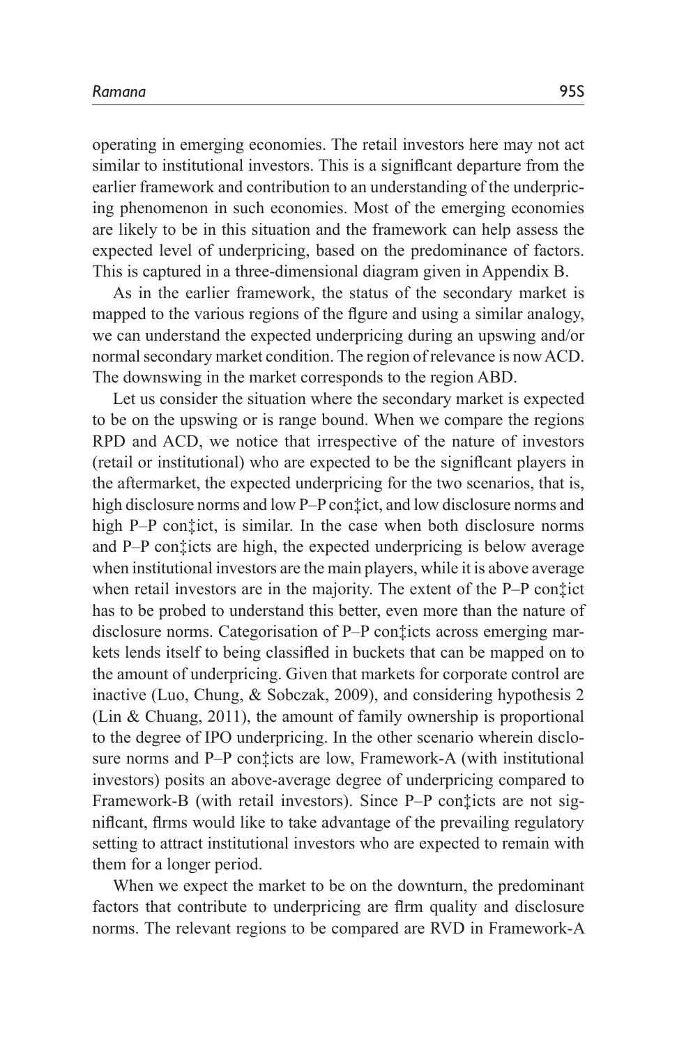operating in emerging economies. The retail investors here may not act similar to institutional investors. This is a significant departure from the earlier framework and contribution to an understanding of the underpricing phenomenon in such economies. Most of the emerging economies are likely to be in this situation and the framework can help assess the expected level of underpricing, based on the predominance of factors. This is captured in a three-dimensional diagram given in Appendix B.

As in the earlier framework, the status of the secondary market is mapped to the various regions of the figure and using a similar analogy, we can understand the expected underpricing during an upswing and/or normal secondary market condition. The region of relevance is now ACD. The downswing in the market corresponds to the region ABD.

Let us consider the situation where the secondary market is expected to be on the upswing or is range bound. When we compare the regions RPD and ACD, we notice that irrespective of the nature of investors (retail or institutional) who are expected to be the significant players in the aftermarket, the expected underpricing for the two scenarios, that is, high disclosure norms and low P–P con‡ict, and low disclosure norms and high P–P con‡ict, is similar. In the case when both disclosure norms and P–P con‡icts are high, the expected underpricing is below average when institutional investors are the main players, while it is above average when retail investors are in the majority. The extent of the P–P con‡ict has to be probed to understand this better, even more than the nature of disclosure norms. Categorisation of P–P con‡icts across emerging markets lends itself to being classified in buckets that can be mapped on to the amount of underpricing. Given that markets for corporate control are inactive (Luo, Chung, & Sobczak, 2009), and considering hypothesis 2 (Lin & Chuang, 2011), the amount of family ownership is proportional to the degree of IPO underpricing. In the other scenario wherein disclosure norms and P–P con‡icts are low, Framework-A (with institutional investors) posits an above-average degree of underpricing compared to Framework-B (with retail investors). Since P–P con‡icts are not significant, firms would like to take advantage of the prevailing regulatory setting to attract institutional investors who are expected to remain with them for a longer period.

When we expect the market to be on the downturn, the predominant factors that contribute to underpricing are firm quality and disclosure norms. The relevant regions to be compared are RVD in Framework-A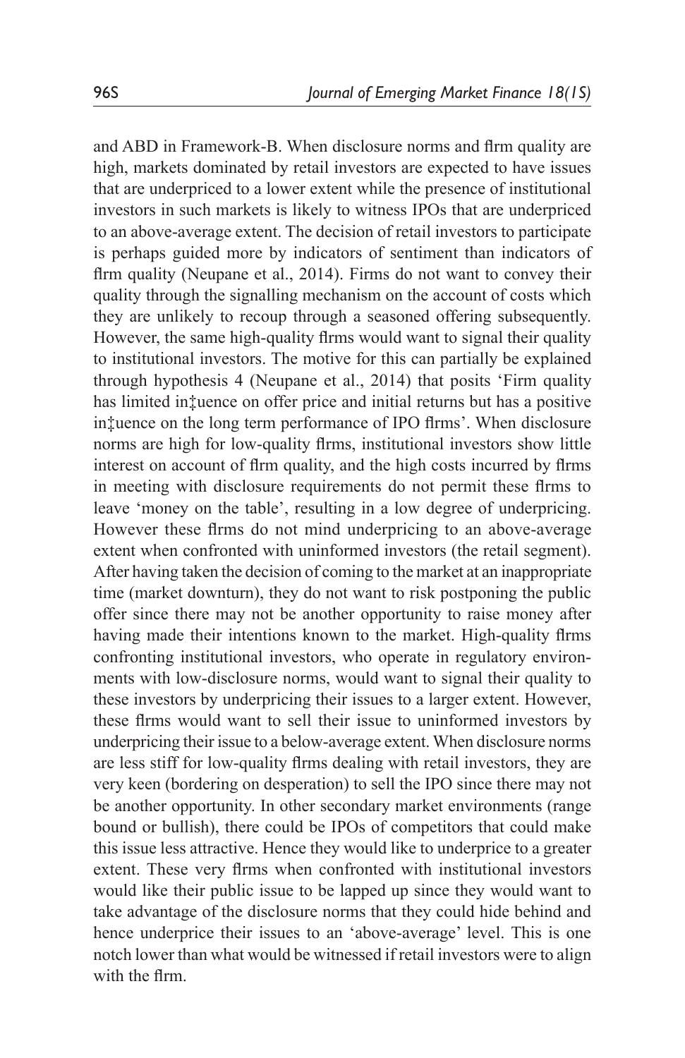and ABD in Framework-B. When disclosure norms and firm quality are high, markets dominated by retail investors are expected to have issues that are underpriced to a lower extent while the presence of institutional investors in such markets is likely to witness IPOs that are underpriced to an above-average extent. The decision of retail investors to participate is perhaps guided more by indicators of sentiment than indicators of firm quality (Neupane et al., 2014). Firms do not want to convey their quality through the signalling mechanism on the account of costs which they are unlikely to recoup through a seasoned offering subsequently. However, the same high-quality firms would want to signal their quality to institutional investors. The motive for this can partially be explained through hypothesis 4 (Neupane et al., 2014) that posits 'Firm quality has limited in‡uence on offer price and initial returns but has a positive in‡uence on the long term performance of IPO firms'. When disclosure norms are high for low-quality firms, institutional investors show little interest on account of firm quality, and the high costs incurred by firms in meeting with disclosure requirements do not permit these firms to leave 'money on the table', resulting in a low degree of underpricing. However these firms do not mind underpricing to an above-average extent when confronted with uninformed investors (the retail segment). After having taken the decision of coming to the market at an inappropriate time (market downturn), they do not want to risk postponing the public offer since there may not be another opportunity to raise money after having made their intentions known to the market. High-quality firms confronting institutional investors, who operate in regulatory environments with low-disclosure norms, would want to signal their quality to these investors by underpricing their issues to a larger extent. However, these firms would want to sell their issue to uninformed investors by underpricing their issue to a below-average extent. When disclosure norms are less stiff for low-quality firms dealing with retail investors, they are very keen (bordering on desperation) to sell the IPO since there may not be another opportunity. In other secondary market environments (range bound or bullish), there could be IPOs of competitors that could make this issue less attractive. Hence they would like to underprice to a greater extent. These very firms when confronted with institutional investors would like their public issue to be lapped up since they would want to take advantage of the disclosure norms that they could hide behind and hence underprice their issues to an 'above-average' level. This is one notch lower than what would be witnessed if retail investors were to align with the firm.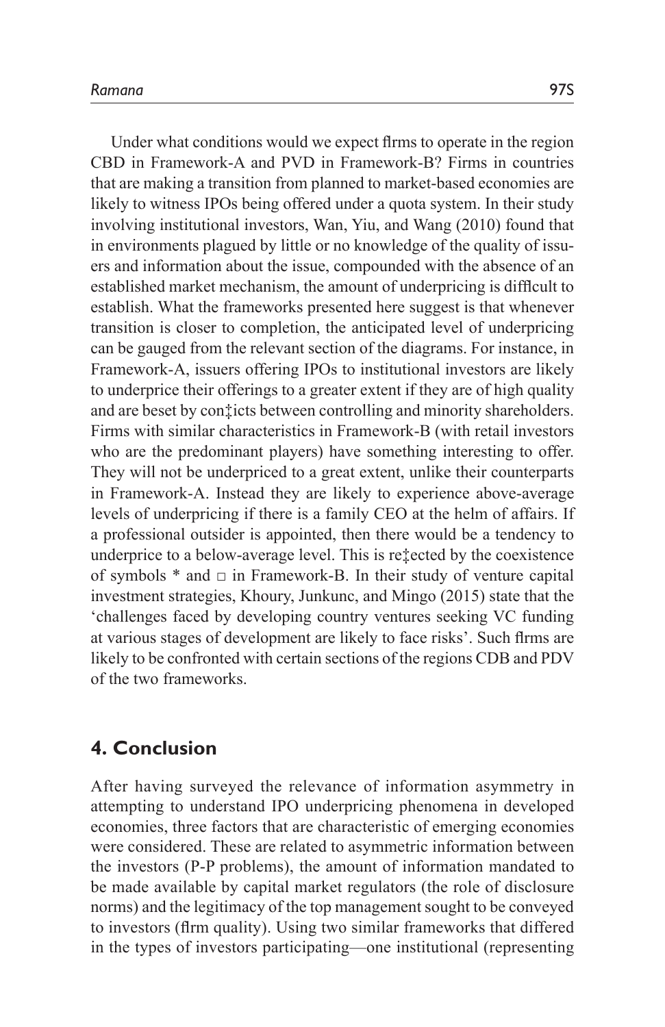Under what conditions would we expect firms to operate in the region CBD in Framework-A and PVD in Framework-B? Firms in countries that are making a transition from planned to market-based economies are likely to witness IPOs being offered under a quota system. In their study involving institutional investors, Wan, Yiu, and Wang (2010) found that in environments plagued by little or no knowledge of the quality of issuers and information about the issue, compounded with the absence of an established market mechanism, the amount of underpricing is difficult to establish. What the frameworks presented here suggest is that whenever transition is closer to completion, the anticipated level of underpricing can be gauged from the relevant section of the diagrams. For instance, in Framework-A, issuers offering IPOs to institutional investors are likely to underprice their offerings to a greater extent if they are of high quality and are beset by con‡icts between controlling and minority shareholders. Firms with similar characteristics in Framework-B (with retail investors who are the predominant players) have something interesting to offer. They will not be underpriced to a great extent, unlike their counterparts in Framework-A. Instead they are likely to experience above-average levels of underpricing if there is a family CEO at the helm of affairs. If a professional outsider is appointed, then there would be a tendency to underprice to a below-average level. This is re‡ected by the coexistence of symbols * and □ in Framework-B. In their study of venture capital investment strategies, Khoury, Junkunc, and Mingo (2015) state that the 'challenges faced by developing country ventures seeking VC funding at various stages of development are likely to face risks'. Such firms are likely to be confronted with certain sections of the regions CDB and PDV of the two frameworks.

## 4. Conclusion

After having surveyed the relevance of information asymmetry in attempting to understand IPO underpricing phenomena in developed economies, three factors that are characteristic of emerging economies were considered. These are related to asymmetric information between the investors (P-P problems), the amount of information mandated to be made available by capital market regulators (the role of disclosure norms) and the legitimacy of the top management sought to be conveyed to investors (firm quality). Using two similar frameworks that differed in the types of investors participating—one institutional (representing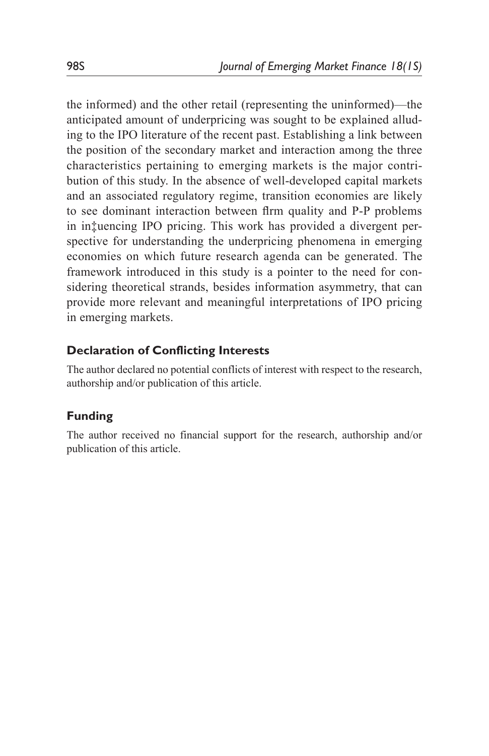the informed) and the other retail (representing the uninformed)—the anticipated amount of underpricing was sought to be explained alluding to the IPO literature of the recent past. Establishing a link between the position of the secondary market and interaction among the three characteristics pertaining to emerging markets is the major contribution of this study. In the absence of well-developed capital markets and an associated regulatory regime, transition economies are likely to see dominant interaction between firm quality and P-P problems in in‡uencing IPO pricing. This work has provided a divergent perspective for understanding the underpricing phenomena in emerging economies on which future research agenda can be generated. The framework introduced in this study is a pointer to the need for considering theoretical strands, besides information asymmetry, that can provide more relevant and meaningful interpretations of IPO pricing in emerging markets.

## Declaration of Conflicting Interests

The author declared no potential conflicts of interest with respect to the research, authorship and/or publication of this article.

## Funding

The author received no financial support for the research, authorship and/or publication of this article.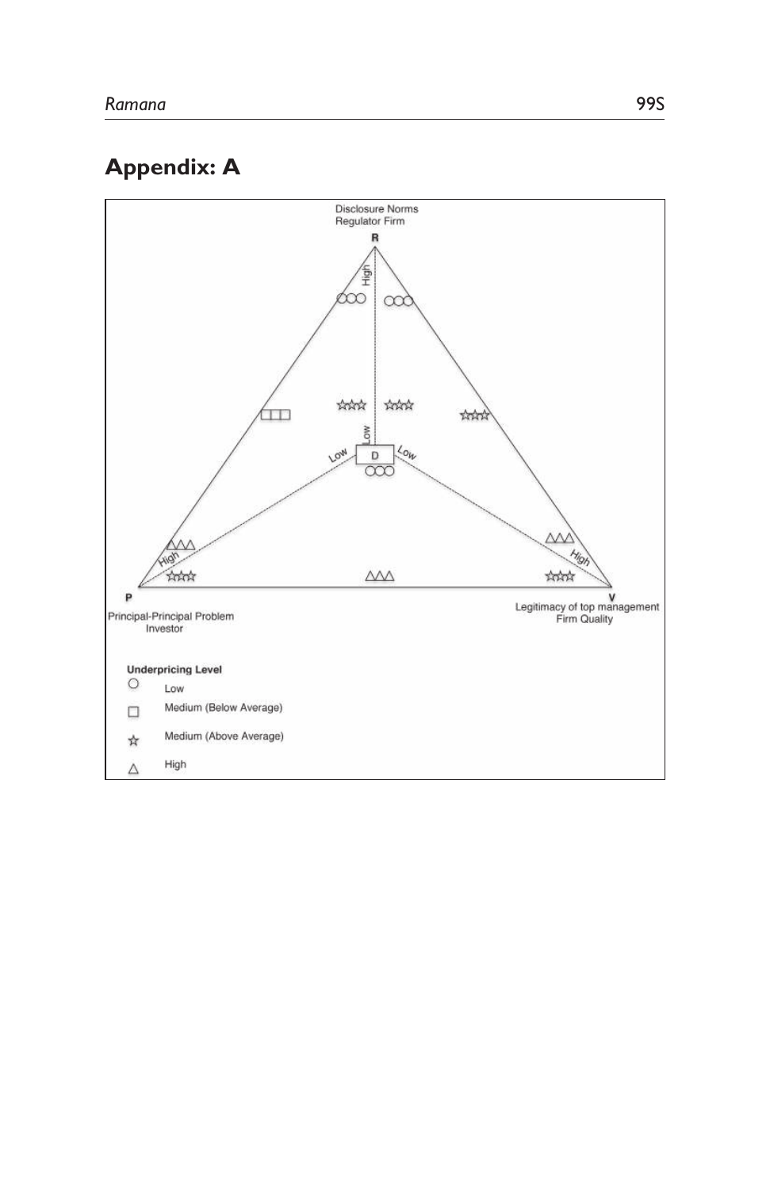## Appendix: A

Disclosure Norms
Regulator Firm

R

High

Low

Low

Low

D

High

High

P

Principal-Principal Problem
Investor

V

Legitimacy of top management
Firm Quality

**Underpricing Level**

○ Low

□ Medium (Below Average)

☆ Medium (Above Average)

△ High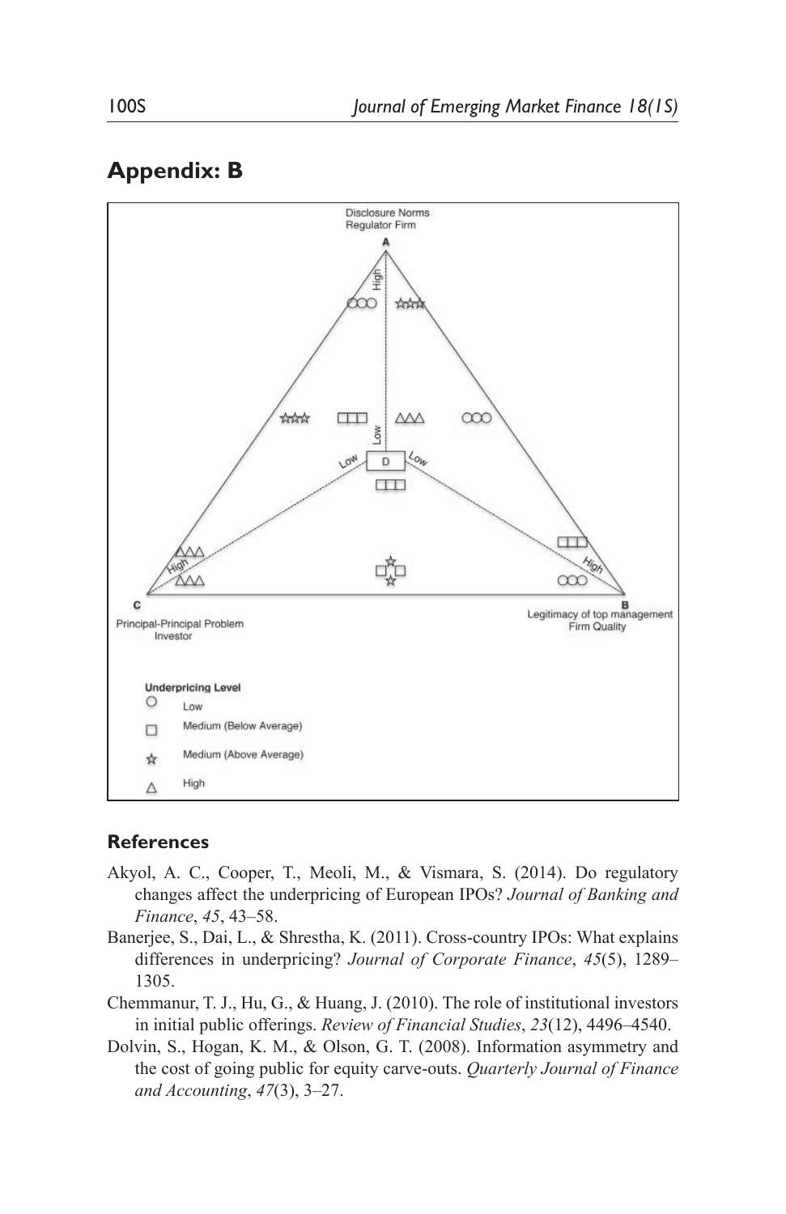## Appendix: B

Disclosure Norms
Regulator Firm

A

High

Low

Low

D

Low

High

High

C

Principal-Principal Problem
Investor

B

Legitimacy of top management
Firm Quality

Underpricing Level

Low

Medium (Below Average)

Medium (Above Average)

High

### References

Akyol, A. C., Cooper, T., Meoli, M., & Vismara, S. (2014). Do regulatory changes affect the underpricing of European IPOs? *Journal of Banking and Finance*, *45*, 43–58.

Banerjee, S., Dai, L., & Shrestha, K. (2011). Cross-country IPOs: What explains differences in underpricing? *Journal of Corporate Finance*, *45*(5), 1289–1305.

Chemmanur, T. J., Hu, G., & Huang, J. (2010). The role of institutional investors in initial public offerings. *Review of Financial Studies*, *23*(12), 4496–4540.

Dolvin, S., Hogan, K. M., & Olson, G. T. (2008). Information asymmetry and the cost of going public for equity carve-outs. *Quarterly Journal of Finance and Accounting*, *47*(3), 3–27.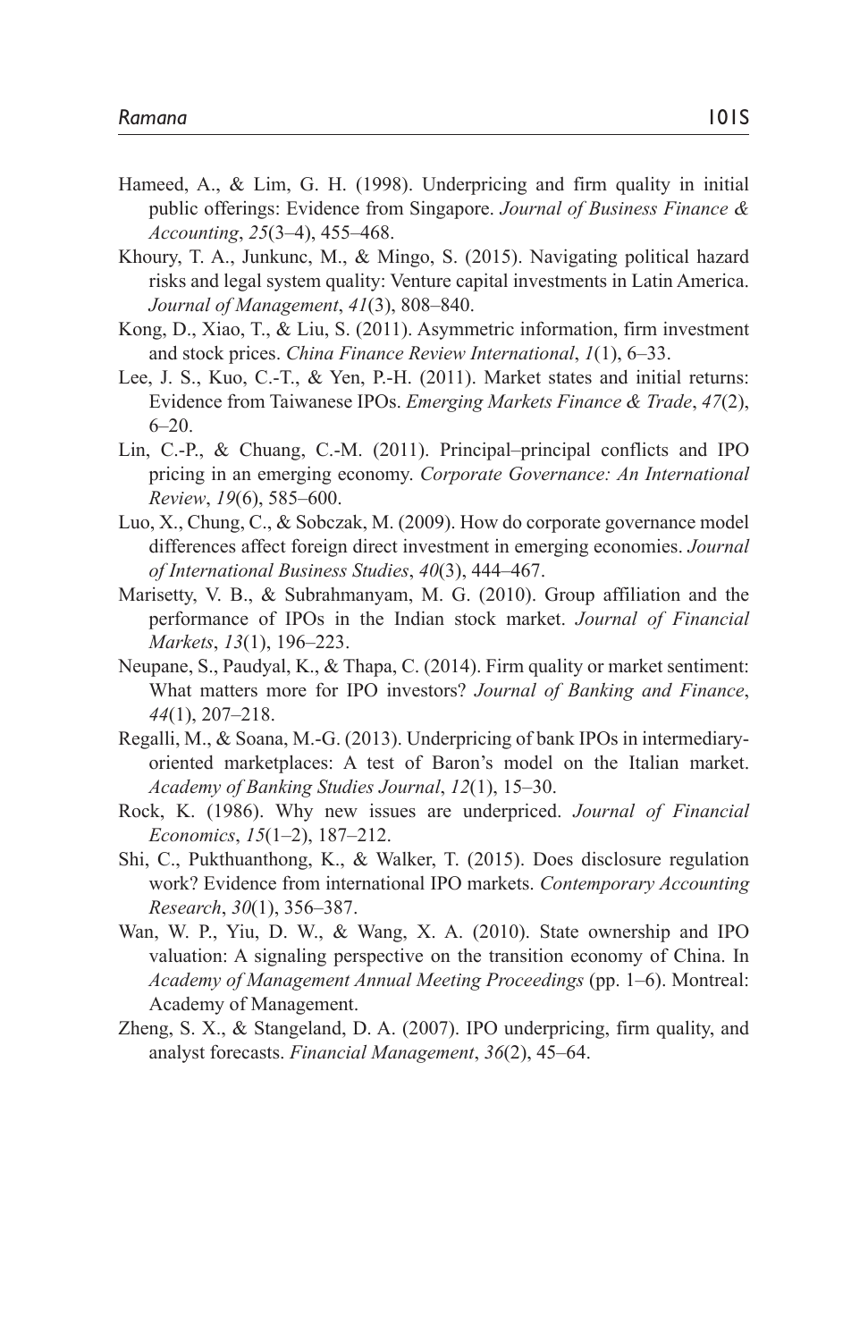Hameed, A., & Lim, G. H. (1998). Underpricing and firm quality in initial public offerings: Evidence from Singapore. *Journal of Business Finance & Accounting*, *25*(3–4), 455–468.

Khoury, T. A., Junkunc, M., & Mingo, S. (2015). Navigating political hazard risks and legal system quality: Venture capital investments in Latin America. *Journal of Management*, *41*(3), 808–840.

Kong, D., Xiao, T., & Liu, S. (2011). Asymmetric information, firm investment and stock prices. *China Finance Review International*, *1*(1), 6–33.

Lee, J. S., Kuo, C.-T., & Yen, P.-H. (2011). Market states and initial returns: Evidence from Taiwanese IPOs. *Emerging Markets Finance & Trade*, *47*(2), 6–20.

Lin, C.-P., & Chuang, C.-M. (2011). Principal–principal conflicts and IPO pricing in an emerging economy. *Corporate Governance: An International Review*, *19*(6), 585–600.

Luo, X., Chung, C., & Sobczak, M. (2009). How do corporate governance model differences affect foreign direct investment in emerging economies. *Journal of International Business Studies*, *40*(3), 444–467.

Marisetty, V. B., & Subrahmanyam, M. G. (2010). Group affiliation and the performance of IPOs in the Indian stock market. *Journal of Financial Markets*, *13*(1), 196–223.

Neupane, S., Paudyal, K., & Thapa, C. (2014). Firm quality or market sentiment: What matters more for IPO investors? *Journal of Banking and Finance*, *44*(1), 207–218.

Regalli, M., & Soana, M.-G. (2013). Underpricing of bank IPOs in intermediary-oriented marketplaces: A test of Baron's model on the Italian market. *Academy of Banking Studies Journal*, *12*(1), 15–30.

Rock, K. (1986). Why new issues are underpriced. *Journal of Financial Economics*, *15*(1–2), 187–212.

Shi, C., Pukthuanthong, K., & Walker, T. (2015). Does disclosure regulation work? Evidence from international IPO markets. *Contemporary Accounting Research*, *30*(1), 356–387.

Wan, W. P., Yiu, D. W., & Wang, X. A. (2010). State ownership and IPO valuation: A signaling perspective on the transition economy of China. In *Academy of Management Annual Meeting Proceedings* (pp. 1–6). Montreal: Academy of Management.

Zheng, S. X., & Stangeland, D. A. (2007). IPO underpricing, firm quality, and analyst forecasts. *Financial Management*, *36*(2), 45–64.